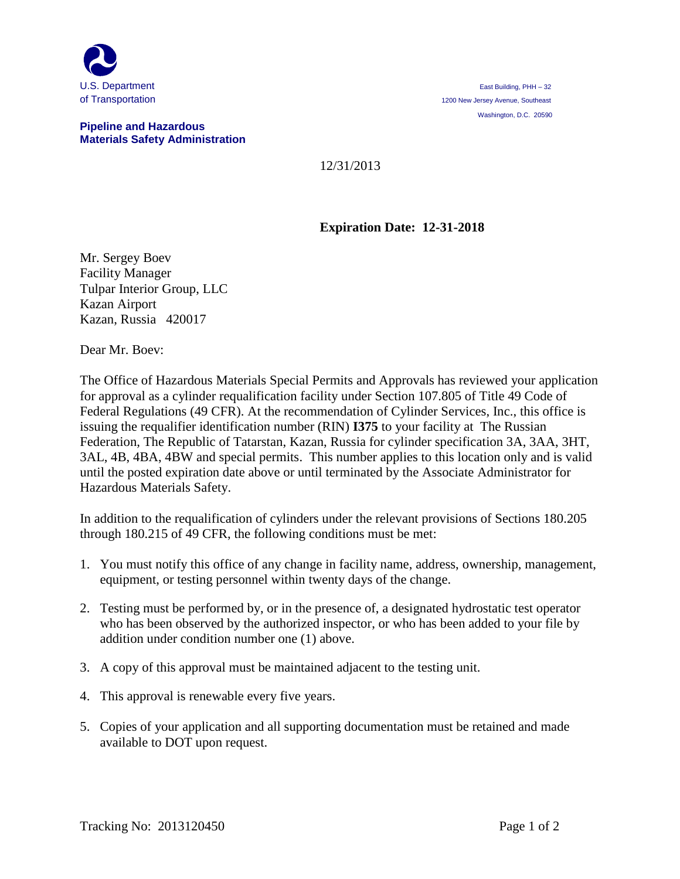U.S. Department
of Transportation

**Pipeline and Hazardous Materials Safety Administration**

East Building, PHH – 32
1200 New Jersey Avenue, Southeast
Washington, D.C. 20590

12/31/2013

**Expiration Date: 12-31-2018**

Mr. Sergey Boev
Facility Manager
Tulpar Interior Group, LLC
Kazan Airport
Kazan, Russia 420017

Dear Mr. Boev:

The Office of Hazardous Materials Special Permits and Approvals has reviewed your application for approval as a cylinder requalification facility under Section 107.805 of Title 49 Code of Federal Regulations (49 CFR). At the recommendation of Cylinder Services, Inc., this office is issuing the requalifier identification number (RIN) **I375** to your facility at The Russian Federation, The Republic of Tatarstan, Kazan, Russia for cylinder specification 3A, 3AA, 3HT, 3AL, 4B, 4BA, 4BW and special permits. This number applies to this location only and is valid until the posted expiration date above or until terminated by the Associate Administrator for Hazardous Materials Safety.

In addition to the requalification of cylinders under the relevant provisions of Sections 180.205 through 180.215 of 49 CFR, the following conditions must be met:

1. You must notify this office of any change in facility name, address, ownership, management, equipment, or testing personnel within twenty days of the change.
2. Testing must be performed by, or in the presence of, a designated hydrostatic test operator who has been observed by the authorized inspector, or who has been added to your file by addition under condition number one (1) above.
3. A copy of this approval must be maintained adjacent to the testing unit.
4. This approval is renewable every five years.
5. Copies of your application and all supporting documentation must be retained and made available to DOT upon request.

Tracking No: 2013120450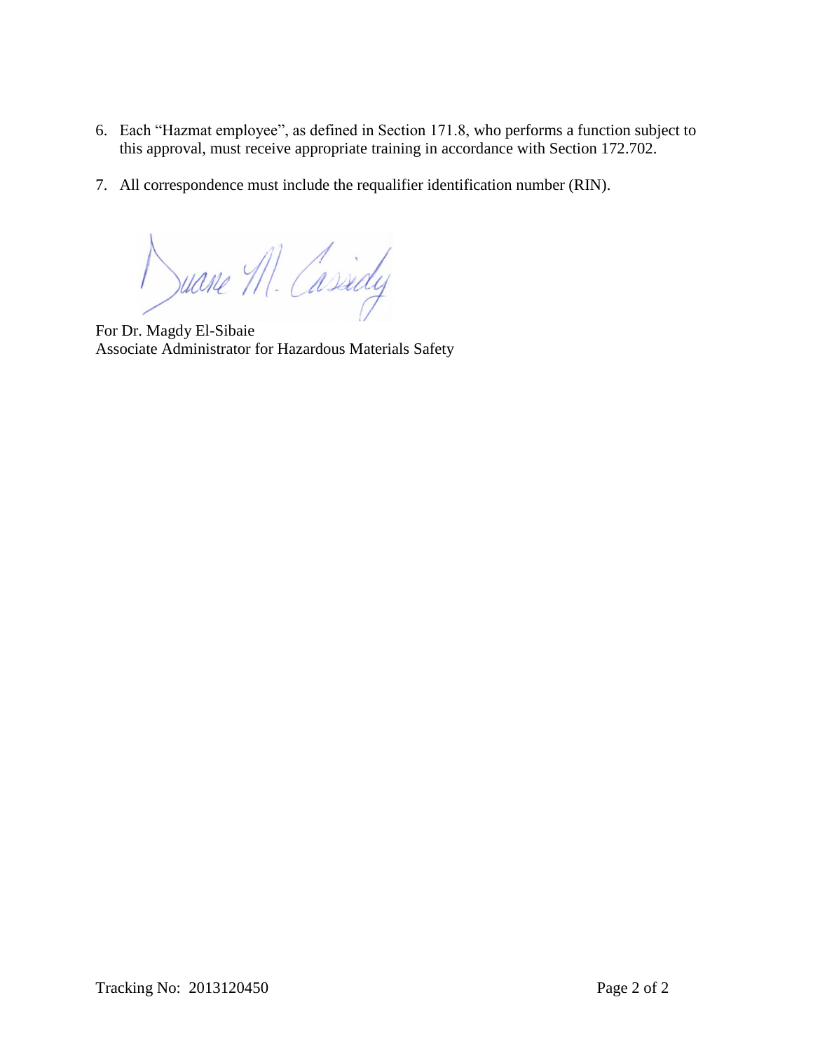6. Each "Hazmat employee", as defined in Section 171.8, who performs a function subject to this approval, must receive appropriate training in accordance with Section 172.702.

7. All correspondence must include the requalifier identification number (RIN).

Duane M. Cassidy

For Dr. Magdy El-Sibaie
Associate Administrator for Hazardous Materials Safety

Tracking No: 2013120450